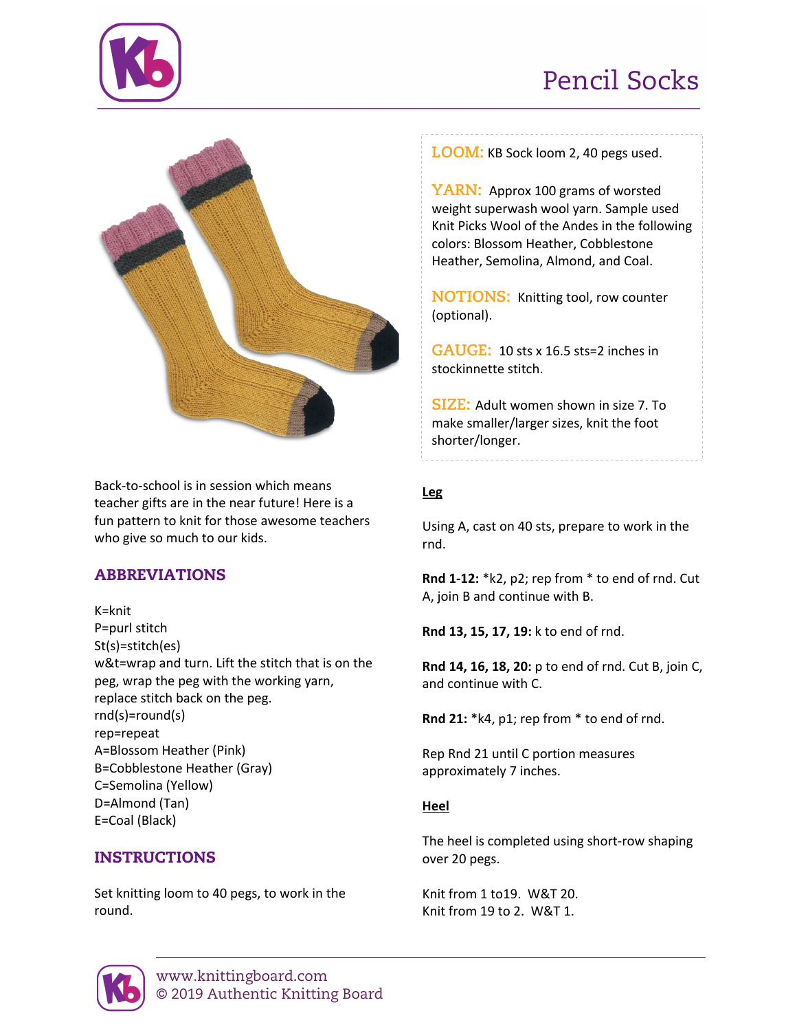# Pencil Socks

Back-to-school is in session which means teacher gifts are in the near future! Here is a fun pattern to knit for those awesome teachers who give so much to our kids.

## ABBREVIATIONS

K=knit
P=purl stitch
St(s)=stitch(es)
w&t=wrap and turn. Lift the stitch that is on the peg, wrap the peg with the working yarn, replace stitch back on the peg.
rnd(s)=round(s)
rep=repeat
A=Blossom Heather (Pink)
B=Cobblestone Heather (Gray)
C=Semolina (Yellow)
D=Almond (Tan)
E=Coal (Black)

## INSTRUCTIONS

Set knitting loom to 40 pegs, to work in the round.

**LOOM:** KB Sock loom 2, 40 pegs used.

**YARN:** Approx 100 grams of worsted weight superwash wool yarn. Sample used Knit Picks Wool of the Andes in the following colors: Blossom Heather, Cobblestone Heather, Semolina, Almond, and Coal.

**NOTIONS:** Knitting tool, row counter (optional).

**GAUGE:** 10 sts x 16.5 sts=2 inches in stockinnette stitch.

**SIZE:** Adult women shown in size 7. To make smaller/larger sizes, knit the foot shorter/longer.

### Leg

Using A, cast on 40 sts, prepare to work in the rnd.

**Rnd 1-12:** *k2, p2; rep from * to end of rnd. Cut A, join B and continue with B.

**Rnd 13, 15, 17, 19:** k to end of rnd.

**Rnd 14, 16, 18, 20:** p to end of rnd. Cut B, join C, and continue with C.

**Rnd 21:** *k4, p1; rep from * to end of rnd.

Rep Rnd 21 until C portion measures approximately 7 inches.

### Heel

The heel is completed using short-row shaping over 20 pegs.

Knit from 1 to19. W&T 20.
Knit from 19 to 2. W&T 1.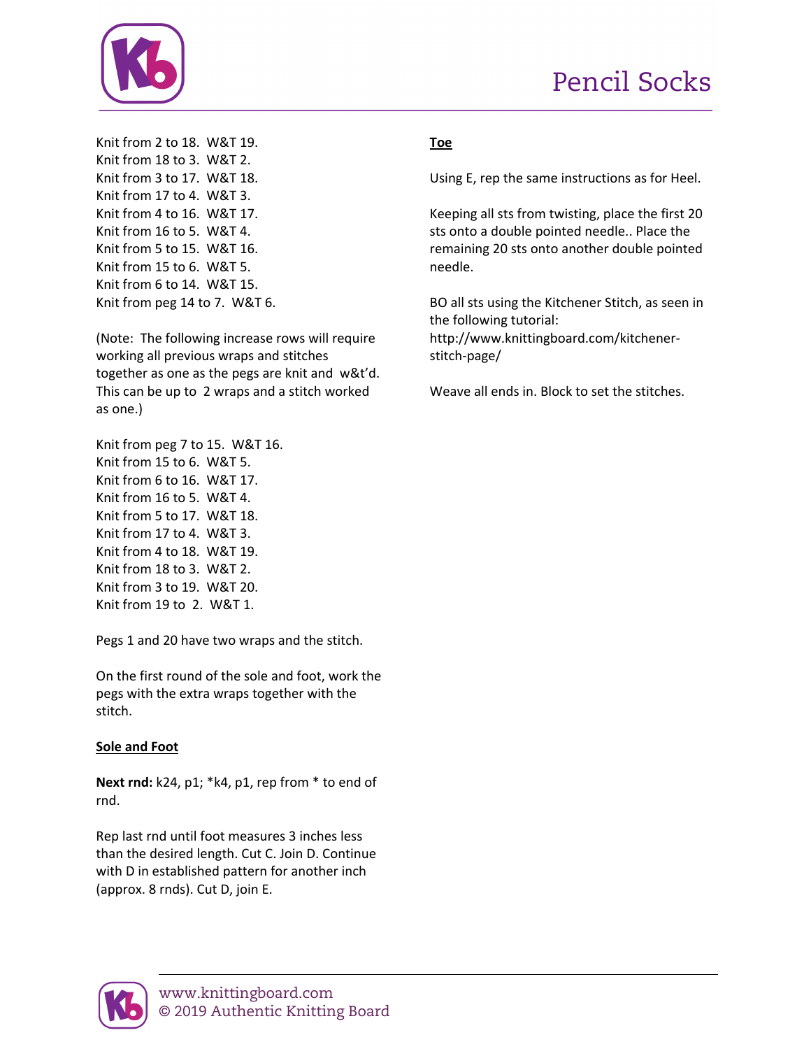Knit from 2 to 18. W&T 19.
Knit from 18 to 3. W&T 2.
Knit from 3 to 17. W&T 18.
Knit from 17 to 4. W&T 3.
Knit from 4 to 16. W&T 17.
Knit from 16 to 5. W&T 4.
Knit from 5 to 15. W&T 16.
Knit from 15 to 6. W&T 5.
Knit from 6 to 14. W&T 15.
Knit from peg 14 to 7. W&T 6.

(Note: The following increase rows will require working all previous wraps and stitches together as one as the pegs are knit and w&t'd. This can be up to 2 wraps and a stitch worked as one.)

Knit from peg 7 to 15. W&T 16.
Knit from 15 to 6. W&T 5.
Knit from 6 to 16. W&T 17.
Knit from 16 to 5. W&T 4.
Knit from 5 to 17. W&T 18.
Knit from 17 to 4. W&T 3.
Knit from 4 to 18. W&T 19.
Knit from 18 to 3. W&T 2.
Knit from 3 to 19. W&T 20.
Knit from 19 to 2. W&T 1.

Pegs 1 and 20 have two wraps and the stitch.

On the first round of the sole and foot, work the pegs with the extra wraps together with the stitch.

## Sole and Foot

**Next rnd:** k24, p1; *k4, p1, rep from * to end of rnd.

Rep last rnd until foot measures 3 inches less than the desired length. Cut C. Join D. Continue with D in established pattern for another inch (approx. 8 rnds). Cut D, join E.

## Toe

Using E, rep the same instructions as for Heel.

Keeping all sts from twisting, place the first 20 sts onto a double pointed needle.. Place the remaining 20 sts onto another double pointed needle.

BO all sts using the Kitchener Stitch, as seen in the following tutorial: http://www.knittingboard.com/kitchener-stitch-page/

Weave all ends in. Block to set the stitches.